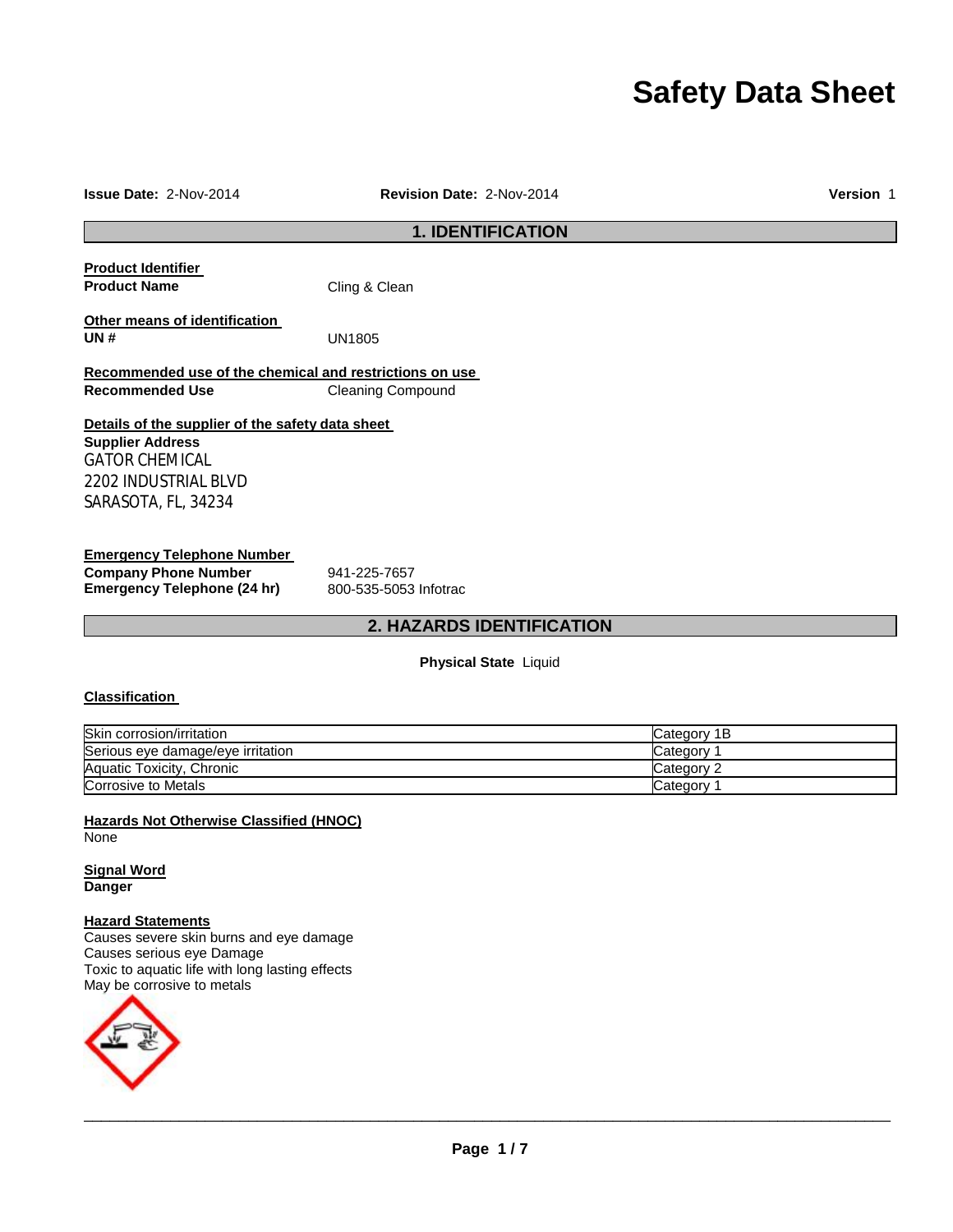# Safety Data Sheet

**Issue Date:** 2-Nov-2014 **Revision Date:** 2-Nov-2014 **Version** 1

## 1. IDENTIFICATION

**Product Identifier**

**Product Name** Cling & Clean

**Other means of identification**

**UN #** UN1805

**Recommended use of the chemical and restrictions on use**

**Recommended Use** Cleaning Compound

**Details of the supplier of the safety data sheet**

**Supplier Address**

GATOR CHEMICAL
2202 INDUSTRIAL BLVD
SARASOTA, FL, 34234

**Emergency Telephone Number**

**Company Phone Number** 941-225-7657

**Emergency Telephone (24 hr)** 800-535-5053 Infotrac

## 2. HAZARDS IDENTIFICATION

**Physical State** Liquid

**Classification**

| | |
|---|---|
| Skin corrosion/irritation | Category 1B |
| Serious eye damage/eye irritation | Category 1 |
| Aquatic Toxicity, Chronic | Category 2 |
| Corrosive to Metals | Category 1 |

**Hazards Not Otherwise Classified (HNOC)**

None

**Signal Word**

**Danger**

**Hazard Statements**

Causes severe skin burns and eye damage
Causes serious eye Damage
Toxic to aquatic life with long lasting effects
May be corrosive to metals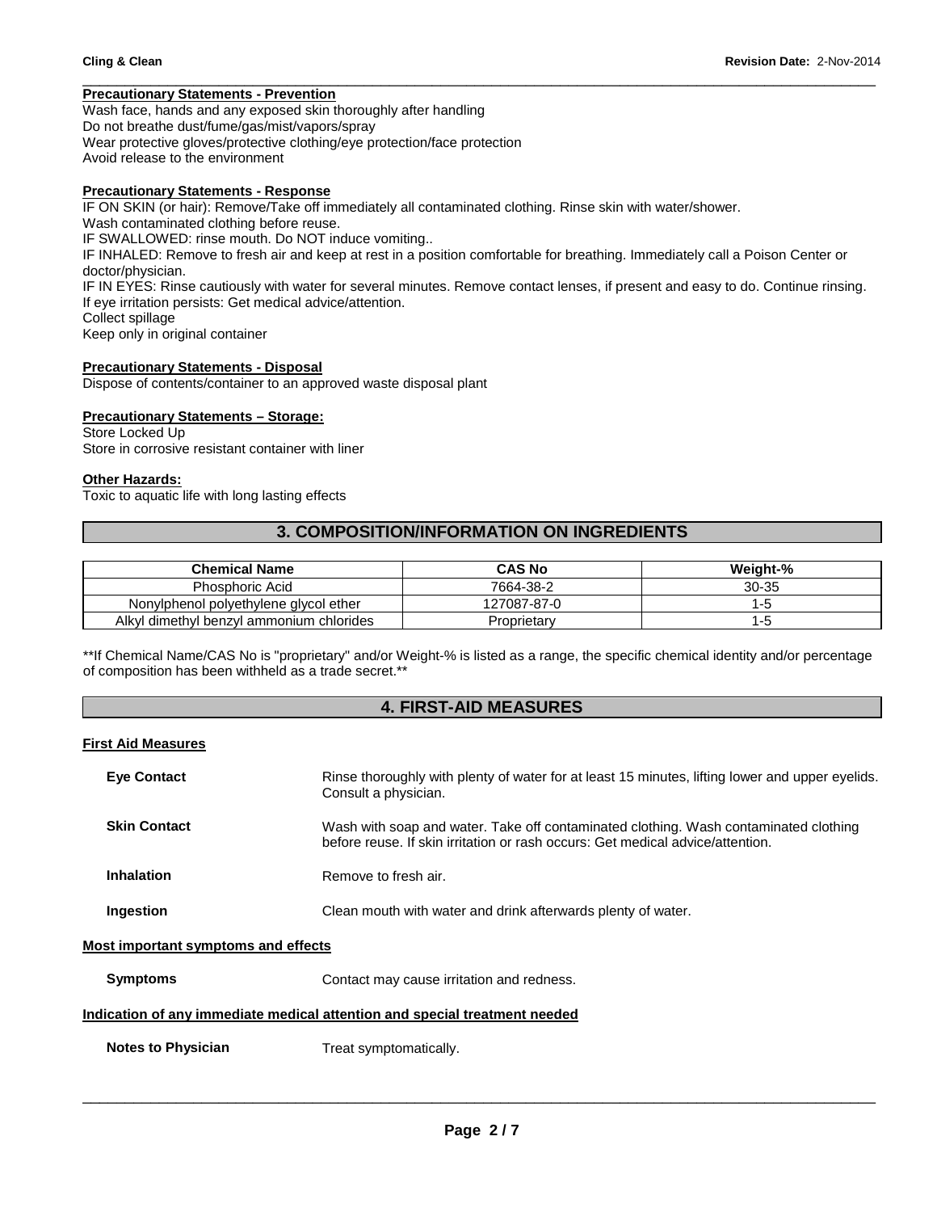**Precautionary Statements - Prevention**

Wash face, hands and any exposed skin thoroughly after handling
Do not breathe dust/fume/gas/mist/vapors/spray
Wear protective gloves/protective clothing/eye protection/face protection
Avoid release to the environment

**Precautionary Statements - Response**

IF ON SKIN (or hair): Remove/Take off immediately all contaminated clothing. Rinse skin with water/shower.
Wash contaminated clothing before reuse.
IF SWALLOWED: rinse mouth. Do NOT induce vomiting..
IF INHALED: Remove to fresh air and keep at rest in a position comfortable for breathing. Immediately call a Poison Center or doctor/physician.
IF IN EYES: Rinse cautiously with water for several minutes. Remove contact lenses, if present and easy to do. Continue rinsing.
If eye irritation persists: Get medical advice/attention.
Collect spillage
Keep only in original container

**Precautionary Statements - Disposal**

Dispose of contents/container to an approved waste disposal plant

**Precautionary Statements – Storage:**

Store Locked Up
Store in corrosive resistant container with liner

**Other Hazards:**

Toxic to aquatic life with long lasting effects

## 3. COMPOSITION/INFORMATION ON INGREDIENTS

| Chemical Name | CAS No | Weight-% |
|---|---|---|
| Phosphoric Acid | 7664-38-2 | 30-35 |
| Nonylphenol polyethylene glycol ether | 127087-87-0 | 1-5 |
| Alkyl dimethyl benzyl ammonium chlorides | Proprietary | 1-5 |

**If Chemical Name/CAS No is "proprietary" and/or Weight-% is listed as a range, the specific chemical identity and/or percentage of composition has been withheld as a trade secret.**

## 4. FIRST-AID MEASURES

**First Aid Measures**

**Eye Contact** Rinse thoroughly with plenty of water for at least 15 minutes, lifting lower and upper eyelids. Consult a physician.

**Skin Contact** Wash with soap and water. Take off contaminated clothing. Wash contaminated clothing before reuse. If skin irritation or rash occurs: Get medical advice/attention.

**Inhalation** Remove to fresh air.

**Ingestion** Clean mouth with water and drink afterwards plenty of water.

**Most important symptoms and effects**

**Symptoms** Contact may cause irritation and redness.

**Indication of any immediate medical attention and special treatment needed**

**Notes to Physician** Treat symptomatically.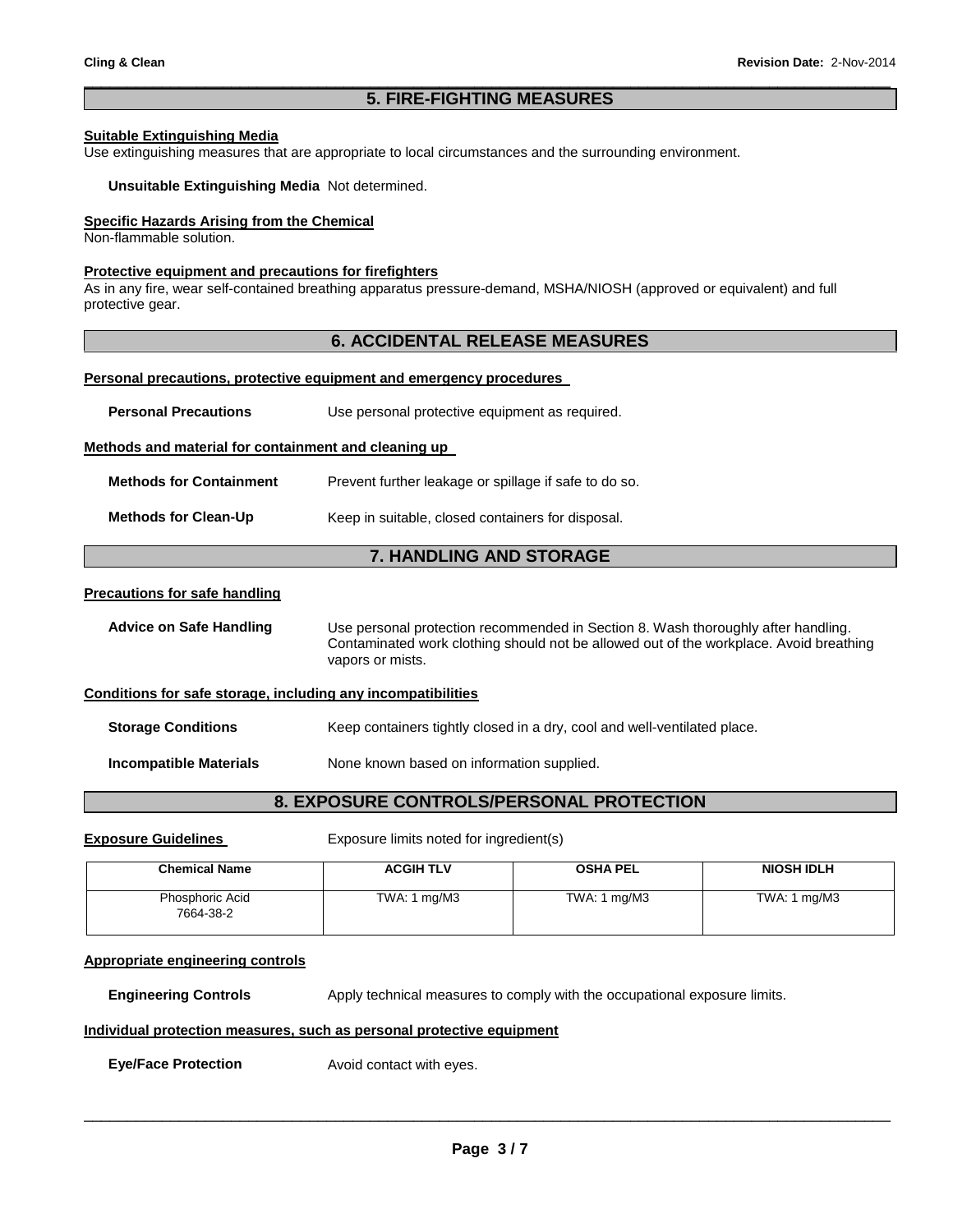## 5. FIRE-FIGHTING MEASURES

**Suitable Extinguishing Media**
Use extinguishing measures that are appropriate to local circumstances and the surrounding environment.

**Unsuitable Extinguishing Media** Not determined.

**Specific Hazards Arising from the Chemical**
Non-flammable solution.

**Protective equipment and precautions for firefighters**
As in any fire, wear self-contained breathing apparatus pressure-demand, MSHA/NIOSH (approved or equivalent) and full protective gear.

## 6. ACCIDENTAL RELEASE MEASURES

**Personal precautions, protective equipment and emergency procedures**

**Personal Precautions** Use personal protective equipment as required.

**Methods and material for containment and cleaning up**

**Methods for Containment** Prevent further leakage or spillage if safe to do so.

**Methods for Clean-Up** Keep in suitable, closed containers for disposal.

## 7. HANDLING AND STORAGE

**Precautions for safe handling**

**Advice on Safe Handling** Use personal protection recommended in Section 8. Wash thoroughly after handling. Contaminated work clothing should not be allowed out of the workplace. Avoid breathing vapors or mists.

**Conditions for safe storage, including any incompatibilities**

**Storage Conditions** Keep containers tightly closed in a dry, cool and well-ventilated place.

**Incompatible Materials** None known based on information supplied.

## 8. EXPOSURE CONTROLS/PERSONAL PROTECTION

**Exposure Guidelines** Exposure limits noted for ingredient(s)

| Chemical Name | ACGIH TLV | OSHA PEL | NIOSH IDLH |
|---|---|---|---|
| Phosphoric Acid 7664-38-2 | TWA: 1 mg/M3 | TWA: 1 mg/M3 | TWA: 1 mg/M3 |

**Appropriate engineering controls**

**Engineering Controls** Apply technical measures to comply with the occupational exposure limits.

**Individual protection measures, such as personal protective equipment**

**Eye/Face Protection** Avoid contact with eyes.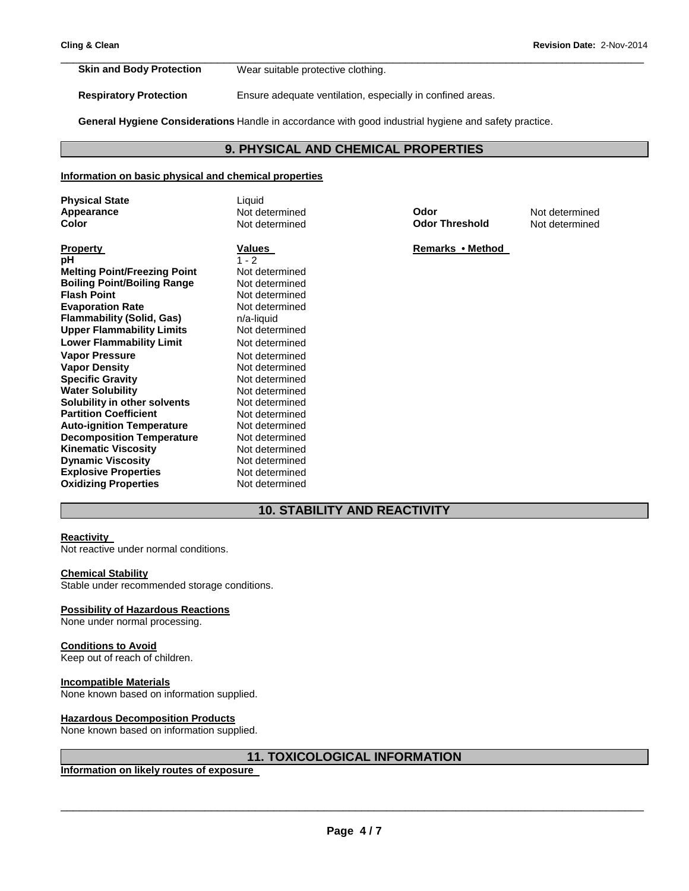**Skin and Body Protection** Wear suitable protective clothing.

**Respiratory Protection** Ensure adequate ventilation, especially in confined areas.

**General Hygiene Considerations** Handle in accordance with good industrial hygiene and safety practice.

## 9. PHYSICAL AND CHEMICAL PROPERTIES

**Information on basic physical and chemical properties**

| | | | |
|---|---|---|---|
| **Physical State** | Liquid | | |
| **Appearance** | Not determined | **Odor** | Not determined |
| **Color** | Not determined | **Odor Threshold** | Not determined |

| **Property** | **Values** | **Remarks • Method** |
|---|---|---|
| **pH** | 1 - 2 | |
| **Melting Point/Freezing Point** | Not determined | |
| **Boiling Point/Boiling Range** | Not determined | |
| **Flash Point** | Not determined | |
| **Evaporation Rate** | Not determined | |
| **Flammability (Solid, Gas)** | n/a-liquid | |
| **Upper Flammability Limits** | Not determined | |
| **Lower Flammability Limit** | Not determined | |
| **Vapor Pressure** | Not determined | |
| **Vapor Density** | Not determined | |
| **Specific Gravity** | Not determined | |
| **Water Solubility** | Not determined | |
| **Solubility in other solvents** | Not determined | |
| **Partition Coefficient** | Not determined | |
| **Auto-ignition Temperature** | Not determined | |
| **Decomposition Temperature** | Not determined | |
| **Kinematic Viscosity** | Not determined | |
| **Dynamic Viscosity** | Not determined | |
| **Explosive Properties** | Not determined | |
| **Oxidizing Properties** | Not determined | |

## 10. STABILITY AND REACTIVITY

**Reactivity**
Not reactive under normal conditions.

**Chemical Stability**
Stable under recommended storage conditions.

**Possibility of Hazardous Reactions**
None under normal processing.

**Conditions to Avoid**
Keep out of reach of children.

**Incompatible Materials**
None known based on information supplied.

**Hazardous Decomposition Products**
None known based on information supplied.

## 11. TOXICOLOGICAL INFORMATION

**Information on likely routes of exposure**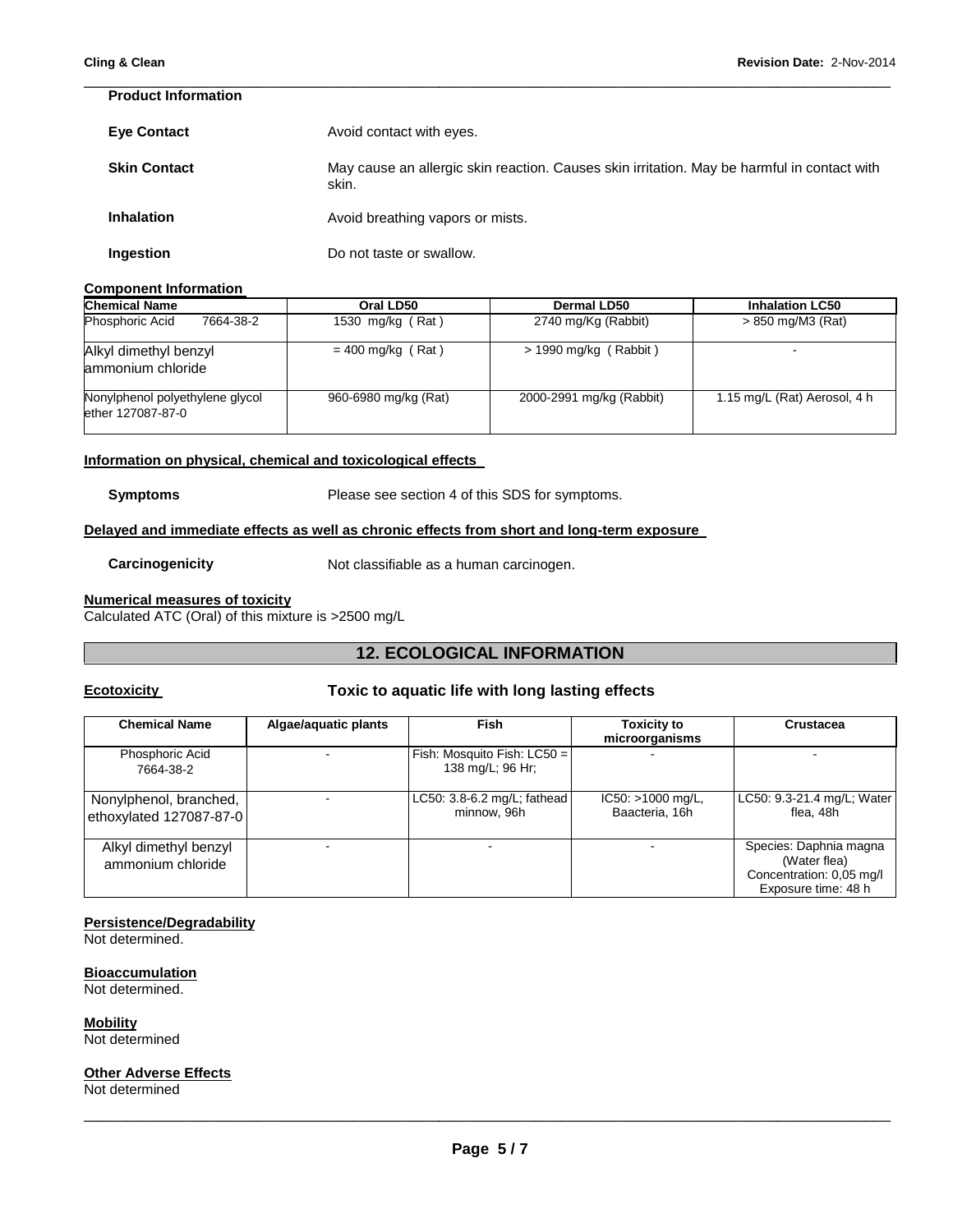**Product Information**

**Eye Contact** Avoid contact with eyes.

**Skin Contact** May cause an allergic skin reaction. Causes skin irritation. May be harmful in contact with skin.

**Inhalation** Avoid breathing vapors or mists.

**Ingestion** Do not taste or swallow.

**Component Information**

| Chemical Name | Oral LD50 | Dermal LD50 | Inhalation LC50 |
|---|---|---|---|
| Phosphoric Acid 7664-38-2 | 1530 mg/kg ( Rat ) | 2740 mg/Kg (Rabbit) | > 850 mg/M3 (Rat) |
| Alkyl dimethyl benzyl ammonium chloride | = 400 mg/kg ( Rat ) | > 1990 mg/kg ( Rabbit ) | - |
| Nonylphenol polyethylene glycol ether 127087-87-0 | 960-6980 mg/kg (Rat) | 2000-2991 mg/kg (Rabbit) | 1.15 mg/L (Rat) Aerosol, 4 h |

**Information on physical, chemical and toxicological effects**

**Symptoms** Please see section 4 of this SDS for symptoms.

**Delayed and immediate effects as well as chronic effects from short and long-term exposure**

**Carcinogenicity** Not classifiable as a human carcinogen.

**Numerical measures of toxicity**

Calculated ATC (Oral) of this mixture is >2500 mg/L

## 12. ECOLOGICAL INFORMATION

**Ecotoxicity** **Toxic to aquatic life with long lasting effects**

| Chemical Name | Algae/aquatic plants | Fish | Toxicity to microorganisms | Crustacea |
|---|---|---|---|---|
| Phosphoric Acid 7664-38-2 | - | Fish: Mosquito Fish: LC50 = 138 mg/L; 96 Hr; | - | - |
| Nonylphenol, branched, ethoxylated 127087-87-0 | - | LC50: 3.8-6.2 mg/L; fathead minnow, 96h | IC50: >1000 mg/L, Baacteria, 16h | LC50: 9.3-21.4 mg/L; Water flea, 48h |
| Alkyl dimethyl benzyl ammonium chloride | - | - | - | Species: Daphnia magna (Water flea) Concentration: 0,05 mg/l Exposure time: 48 h |

**Persistence/Degradability**

Not determined.

**Bioaccumulation**

Not determined.

**Mobility**

Not determined

**Other Adverse Effects**

Not determined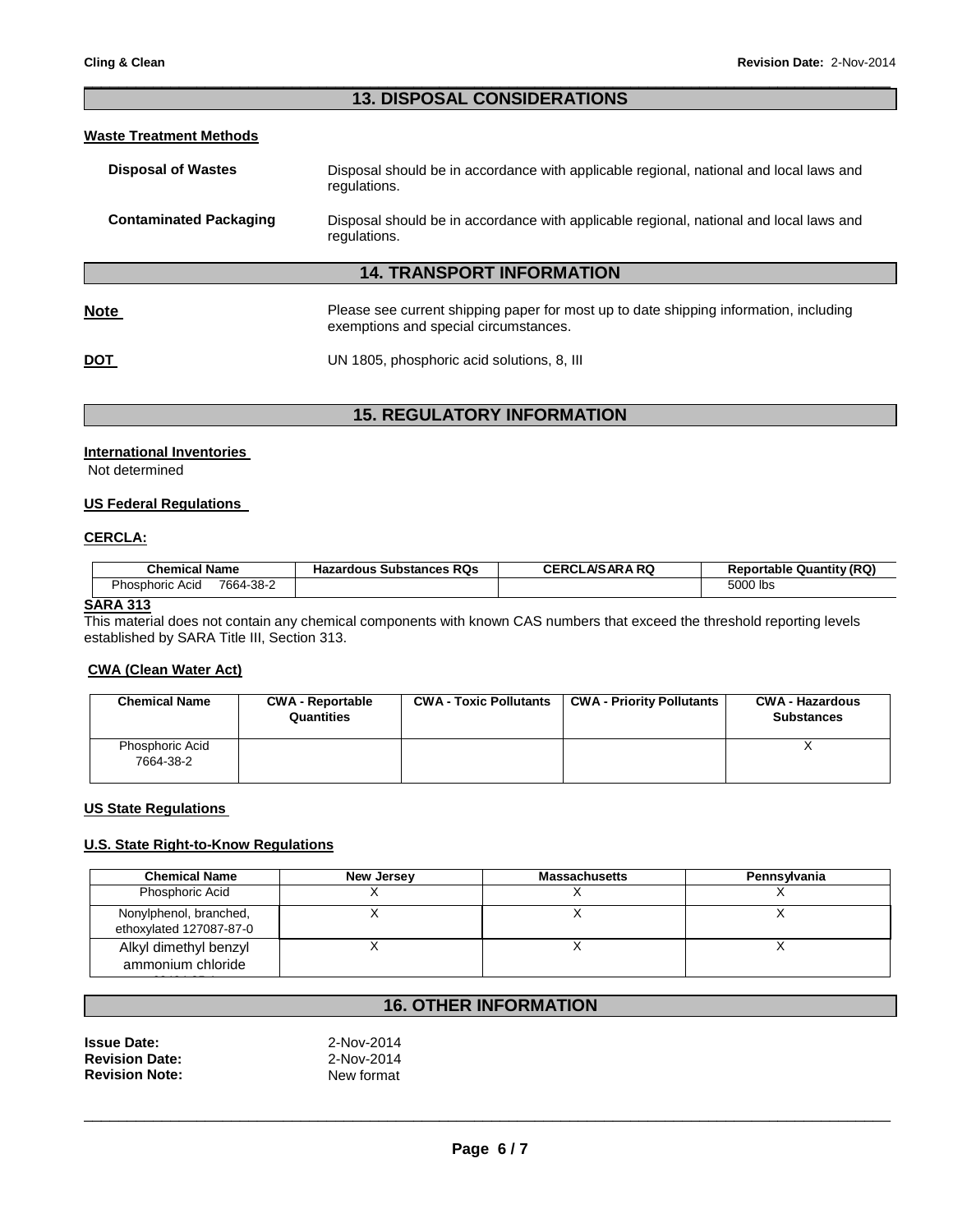## 13. DISPOSAL CONSIDERATIONS

**Waste Treatment Methods**

**Disposal of Wastes** Disposal should be in accordance with applicable regional, national and local laws and regulations.

**Contaminated Packaging** Disposal should be in accordance with applicable regional, national and local laws and regulations.

## 14. TRANSPORT INFORMATION

**Note** Please see current shipping paper for most up to date shipping information, including exemptions and special circumstances.

**DOT** UN 1805, phosphoric acid solutions, 8, III

## 15. REGULATORY INFORMATION

**International Inventories**

Not determined

**US Federal Regulations**

**CERCLA:**

| Chemical Name | Hazardous Substances RQs | CERCLA/SARA RQ | Reportable Quantity (RQ) |
|---|---|---|---|
| Phosphoric Acid 7664-38-2 | | | 5000 lbs |

**SARA 313**

This material does not contain any chemical components with known CAS numbers that exceed the threshold reporting levels established by SARA Title III, Section 313.

**CWA (Clean Water Act)**

| Chemical Name | CWA - Reportable Quantities | CWA - Toxic Pollutants | CWA - Priority Pollutants | CWA - Hazardous Substances |
|---|---|---|---|---|
| Phosphoric Acid 7664-38-2 | | | | X |

**US State Regulations**

**U.S. State Right-to-Know Regulations**

| Chemical Name | New Jersey | Massachusetts | Pennsylvania |
|---|---|---|---|
| Phosphoric Acid | X | X | X |
| Nonylphenol, branched, ethoxylated 127087-87-0 | X | X | X |
| Alkyl dimethyl benzyl ammonium chloride | X | X | X |

## 16. OTHER INFORMATION

**Issue Date:** 2-Nov-2014
**Revision Date:** 2-Nov-2014
**Revision Note:** New format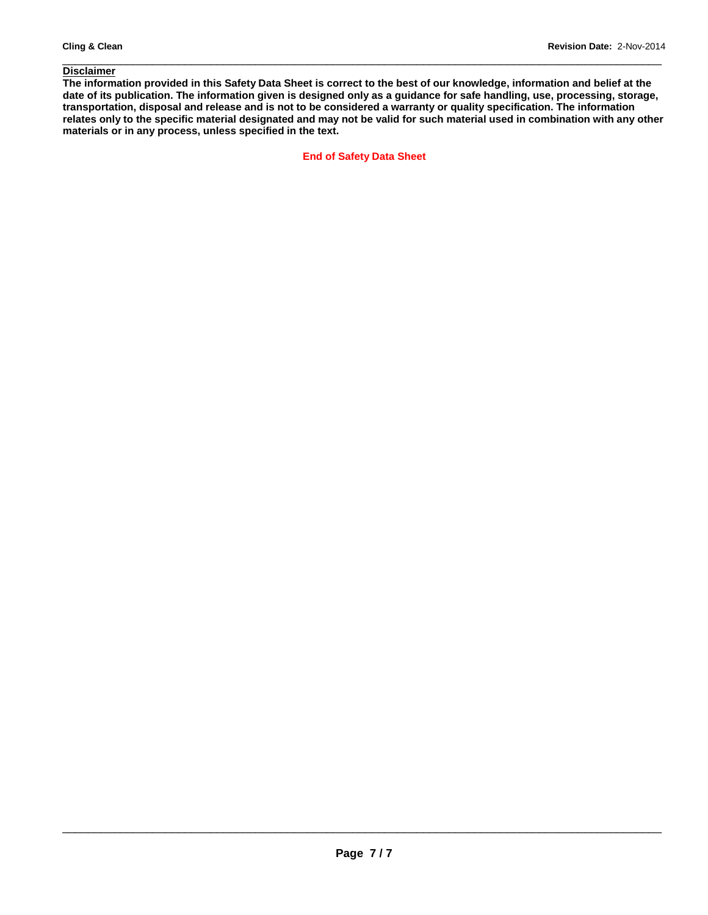**Disclaimer**

**The information provided in this Safety Data Sheet is correct to the best of our knowledge, information and belief at the date of its publication. The information given is designed only as a guidance for safe handling, use, processing, storage, transportation, disposal and release and is not to be considered a warranty or quality specification. The information relates only to the specific material designated and may not be valid for such material used in combination with any other materials or in any process, unless specified in the text.**

**End of Safety Data Sheet**